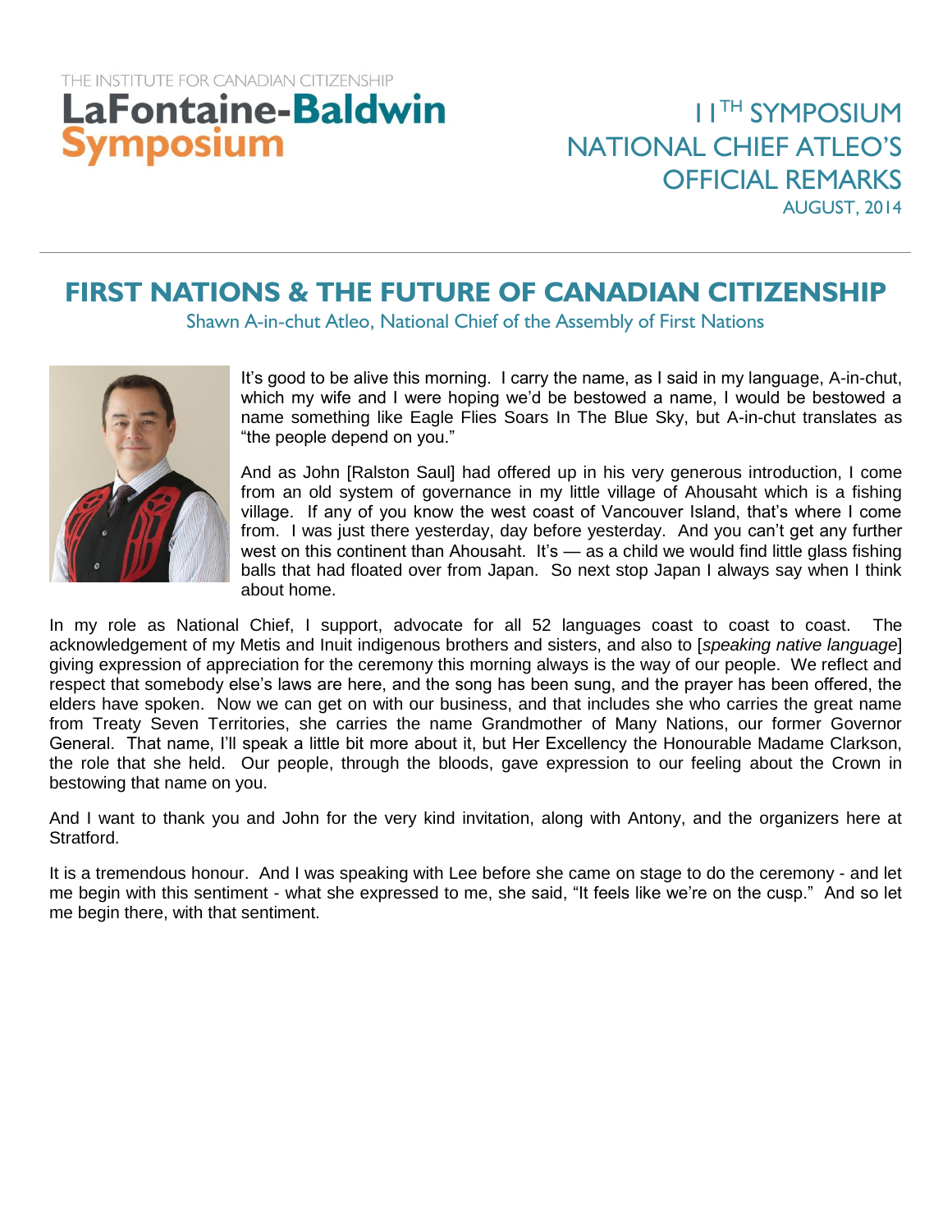THE INSTITUTE FOR CANADIAN CITIZENSHIP

**LaFontaine-Baldwin Symposium**

11TH SYMPOSIUM
NATIONAL CHIEF ATLEO'S OFFICIAL REMARKS
AUGUST, 2014

# FIRST NATIONS & THE FUTURE OF CANADIAN CITIZENSHIP

Shawn A-in-chut Atleo, National Chief of the Assembly of First Nations

It's good to be alive this morning. I carry the name, as I said in my language, A-in-chut, which my wife and I were hoping we'd be bestowed a name, I would be bestowed a name something like Eagle Flies Soars In The Blue Sky, but A-in-chut translates as "the people depend on you."

And as John [Ralston Saul] had offered up in his very generous introduction, I come from an old system of governance in my little village of Ahousaht which is a fishing village. If any of you know the west coast of Vancouver Island, that's where I come from. I was just there yesterday, day before yesterday. And you can't get any further west on this continent than Ahousaht. It's — as a child we would find little glass fishing balls that had floated over from Japan. So next stop Japan I always say when I think about home.

In my role as National Chief, I support, advocate for all 52 languages coast to coast. The acknowledgement of my Metis and Inuit indigenous brothers and sisters, and also to [*speaking native language*] giving expression of appreciation for the ceremony this morning always is the way of our people. We reflect and respect that somebody else's laws are here, and the song has been sung, and the prayer has been offered, the elders have spoken. Now we can get on with our business, and that includes she who carries the great name from Treaty Seven Territories, she carries the name Grandmother of Many Nations, our former Governor General. That name, I'll speak a little bit more about it, but Her Excellency the Honourable Madame Clarkson, the role that she held. Our people, through the bloods, gave expression to our feeling about the Crown in bestowing that name on you.

And I want to thank you and John for the very kind invitation, along with Antony, and the organizers here at Stratford.

It is a tremendous honour. And I was speaking with Lee before she came on stage to do the ceremony - and let me begin with this sentiment - what she expressed to me, she said, "It feels like we're on the cusp." And so let me begin there, with that sentiment.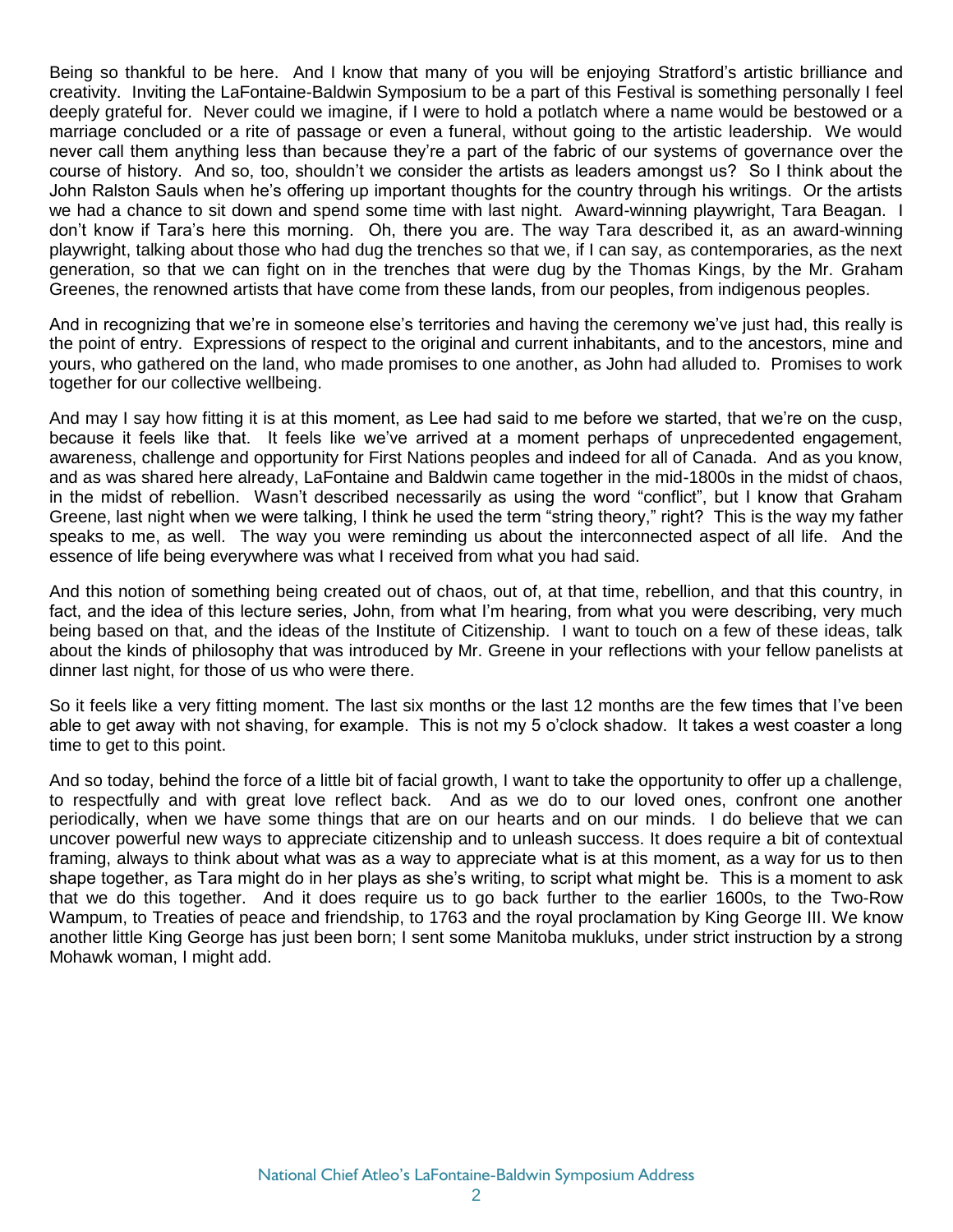Being so thankful to be here. And I know that many of you will be enjoying Stratford's artistic brilliance and creativity. Inviting the LaFontaine-Baldwin Symposium to be a part of this Festival is something personally I feel deeply grateful for. Never could we imagine, if I were to hold a potlatch where a name would be bestowed or a marriage concluded or a rite of passage or even a funeral, without going to the artistic leadership. We would never call them anything less than because they're a part of the fabric of our systems of governance over the course of history. And so, too, shouldn't we consider the artists as leaders amongst us? So I think about the John Ralston Sauls when he's offering up important thoughts for the country through his writings. Or the artists we had a chance to sit down and spend some time with last night. Award-winning playwright, Tara Beagan. I don't know if Tara's here this morning. Oh, there you are. The way Tara described it, as an award-winning playwright, talking about those who had dug the trenches so that we, if I can say, as contemporaries, as the next generation, so that we can fight on in the trenches that were dug by the Thomas Kings, by the Mr. Graham Greenes, the renowned artists that have come from these lands, from our peoples, from indigenous peoples.

And in recognizing that we're in someone else's territories and having the ceremony we've just had, this really is the point of entry. Expressions of respect to the original and current inhabitants, and to the ancestors, mine and yours, who gathered on the land, who made promises to one another, as John had alluded to. Promises to work together for our collective wellbeing.

And may I say how fitting it is at this moment, as Lee had said to me before we started, that we're on the cusp, because it feels like that. It feels like we've arrived at a moment perhaps of unprecedented engagement, awareness, challenge and opportunity for First Nations peoples and indeed for all of Canada. And as you know, and as was shared here already, LaFontaine and Baldwin came together in the mid-1800s in the midst of chaos, in the midst of rebellion. Wasn't described necessarily as using the word "conflict", but I know that Graham Greene, last night when we were talking, I think he used the term "string theory," right? This is the way my father speaks to me, as well. The way you were reminding us about the interconnected aspect of all life. And the essence of life being everywhere was what I received from what you had said.

And this notion of something being created out of chaos, out of, at that time, rebellion, and that this country, in fact, and the idea of this lecture series, John, from what I'm hearing, from what you were describing, very much being based on that, and the ideas of the Institute of Citizenship. I want to touch on a few of these ideas, talk about the kinds of philosophy that was introduced by Mr. Greene in your reflections with your fellow panelists at dinner last night, for those of us who were there.

So it feels like a very fitting moment. The last six months or the last 12 months are the few times that I've been able to get away with not shaving, for example. This is not my 5 o'clock shadow. It takes a west coaster a long time to get to this point.

And so today, behind the force of a little bit of facial growth, I want to take the opportunity to offer up a challenge, to respectfully and with great love reflect back. And as we do to our loved ones, confront one another periodically, when we have some things that are on our hearts and on our minds. I do believe that we can uncover powerful new ways to appreciate citizenship and to unleash success. It does require a bit of contextual framing, always to think about what was as a way to appreciate what is at this moment, as a way for us to then shape together, as Tara might do in her plays as she's writing, to script what might be. This is a moment to ask that we do this together. And it does require us to go back further to the earlier 1600s, to the Two-Row Wampum, to Treaties of peace and friendship, to 1763 and the royal proclamation by King George III. We know another little King George has just been born; I sent some Manitoba mukluks, under strict instruction by a strong Mohawk woman, I might add.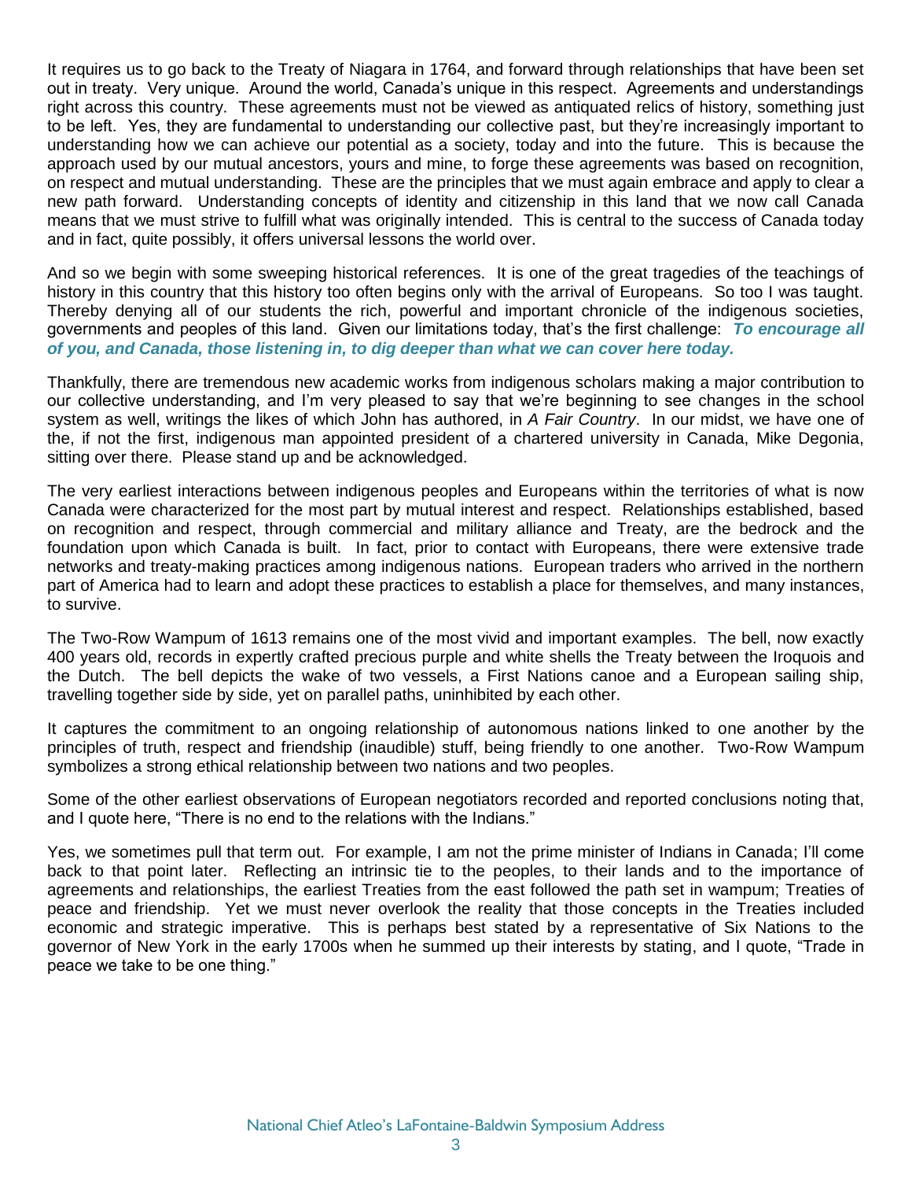It requires us to go back to the Treaty of Niagara in 1764, and forward through relationships that have been set out in treaty. Very unique. Around the world, Canada's unique in this respect. Agreements and understandings right across this country. These agreements must not be viewed as antiquated relics of history, something just to be left. Yes, they are fundamental to understanding our collective past, but they're increasingly important to understanding how we can achieve our potential as a society, today and into the future. This is because the approach used by our mutual ancestors, yours and mine, to forge these agreements was based on recognition, on respect and mutual understanding. These are the principles that we must again embrace and apply to clear a new path forward. Understanding concepts of identity and citizenship in this land that we now call Canada means that we must strive to fulfill what was originally intended. This is central to the success of Canada today and in fact, quite possibly, it offers universal lessons the world over.

And so we begin with some sweeping historical references. It is one of the great tragedies of the teachings of history in this country that this history too often begins only with the arrival of Europeans. So too I was taught. Thereby denying all of our students the rich, powerful and important chronicle of the indigenous societies, governments and peoples of this land. Given our limitations today, that's the first challenge: ***To encourage all of you, and Canada, those listening in, to dig deeper than what we can cover here today.***

Thankfully, there are tremendous new academic works from indigenous scholars making a major contribution to our collective understanding, and I'm very pleased to say that we're beginning to see changes in the school system as well, writings the likes of which John has authored, in *A Fair Country*. In our midst, we have one of the, if not the first, indigenous man appointed president of a chartered university in Canada, Mike Degonia, sitting over there. Please stand up and be acknowledged.

The very earliest interactions between indigenous peoples and Europeans within the territories of what is now Canada were characterized for the most part by mutual interest and respect. Relationships established, based on recognition and respect, through commercial and military alliance and Treaty, are the bedrock and the foundation upon which Canada is built. In fact, prior to contact with Europeans, there were extensive trade networks and treaty-making practices among indigenous nations. European traders who arrived in the northern part of America had to learn and adopt these practices to establish a place for themselves, and many instances, to survive.

The Two-Row Wampum of 1613 remains one of the most vivid and important examples. The bell, now exactly 400 years old, records in expertly crafted precious purple and white shells the Treaty between the Iroquois and the Dutch. The bell depicts the wake of two vessels, a First Nations canoe and a European sailing ship, travelling together side by side, yet on parallel paths, uninhibited by each other.

It captures the commitment to an ongoing relationship of autonomous nations linked to one another by the principles of truth, respect and friendship (inaudible) stuff, being friendly to one another. Two-Row Wampum symbolizes a strong ethical relationship between two nations and two peoples.

Some of the other earliest observations of European negotiators recorded and reported conclusions noting that, and I quote here, "There is no end to the relations with the Indians."

Yes, we sometimes pull that term out. For example, I am not the prime minister of Indians in Canada; I'll come back to that point later. Reflecting an intrinsic tie to the peoples, to their lands and to the importance of agreements and relationships, the earliest Treaties from the east followed the path set in wampum; Treaties of peace and friendship. Yet we must never overlook the reality that those concepts in the Treaties included economic and strategic imperative. This is perhaps best stated by a representative of Six Nations to the governor of New York in the early 1700s when he summed up their interests by stating, and I quote, "Trade in peace we take to be one thing."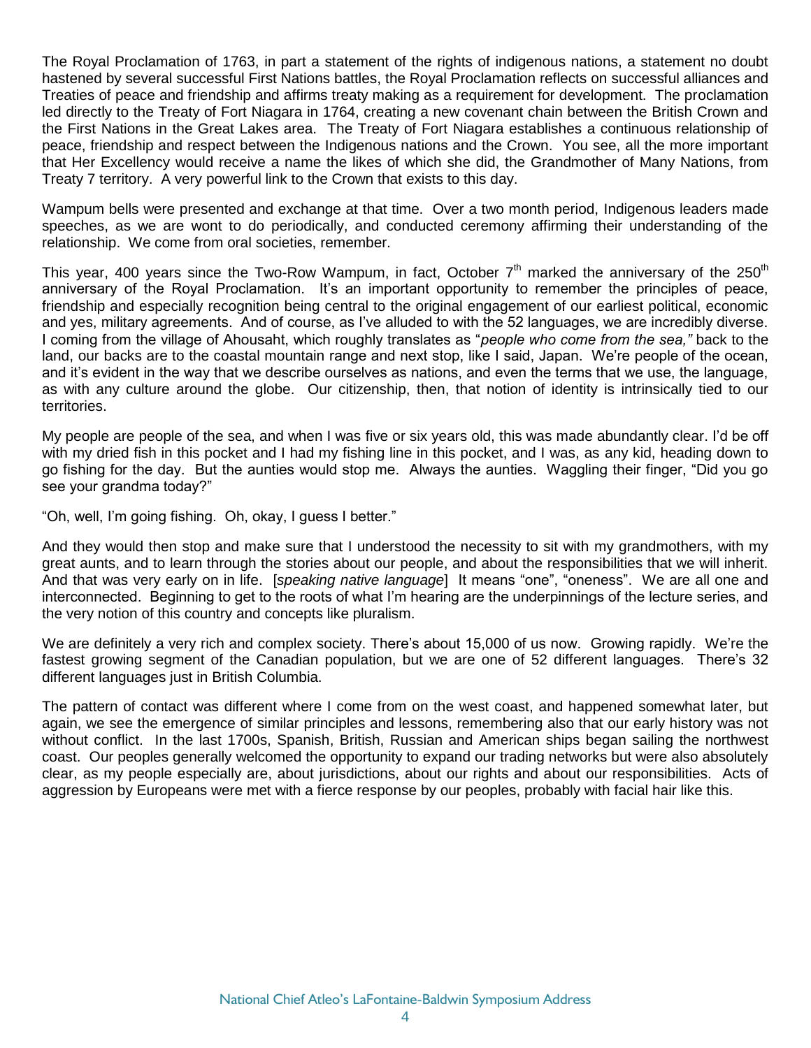The Royal Proclamation of 1763, in part a statement of the rights of indigenous nations, a statement no doubt hastened by several successful First Nations battles, the Royal Proclamation reflects on successful alliances and Treaties of peace and friendship and affirms treaty making as a requirement for development. The proclamation led directly to the Treaty of Fort Niagara in 1764, creating a new covenant chain between the British Crown and the First Nations in the Great Lakes area. The Treaty of Fort Niagara establishes a continuous relationship of peace, friendship and respect between the Indigenous nations and the Crown. You see, all the more important that Her Excellency would receive a name the likes of which she did, the Grandmother of Many Nations, from Treaty 7 territory. A very powerful link to the Crown that exists to this day.

Wampum bells were presented and exchange at that time. Over a two month period, Indigenous leaders made speeches, as we are wont to do periodically, and conducted ceremony affirming their understanding of the relationship. We come from oral societies, remember.

This year, 400 years since the Two-Row Wampum, in fact, October 7th marked the anniversary of the 250th anniversary of the Royal Proclamation. It's an important opportunity to remember the principles of peace, friendship and especially recognition being central to the original engagement of our earliest political, economic and yes, military agreements. And of course, as I've alluded to with the 52 languages, we are incredibly diverse. I coming from the village of Ahousaht, which roughly translates as "*people who come from the sea,"* back to the land, our backs are to the coastal mountain range and next stop, like I said, Japan. We're people of the ocean, and it's evident in the way that we describe ourselves as nations, and even the terms that we use, the language, as with any culture around the globe. Our citizenship, then, that notion of identity is intrinsically tied to our territories.

My people are people of the sea, and when I was five or six years old, this was made abundantly clear. I'd be off with my dried fish in this pocket and I had my fishing line in this pocket, and I was, as any kid, heading down to go fishing for the day. But the aunties would stop me. Always the aunties. Waggling their finger, "Did you go see your grandma today?"

"Oh, well, I'm going fishing. Oh, okay, I guess I better."

And they would then stop and make sure that I understood the necessity to sit with my grandmothers, with my great aunts, and to learn through the stories about our people, and about the responsibilities that we will inherit. And that was very early on in life. [*speaking native language*] It means "one", "oneness". We are all one and interconnected. Beginning to get to the roots of what I'm hearing are the underpinnings of the lecture series, and the very notion of this country and concepts like pluralism.

We are definitely a very rich and complex society. There's about 15,000 of us now. Growing rapidly. We're the fastest growing segment of the Canadian population, but we are one of 52 different languages. There's 32 different languages just in British Columbia.

The pattern of contact was different where I come from on the west coast, and happened somewhat later, but again, we see the emergence of similar principles and lessons, remembering also that our early history was not without conflict. In the last 1700s, Spanish, British, Russian and American ships began sailing the northwest coast. Our peoples generally welcomed the opportunity to expand our trading networks but were also absolutely clear, as my people especially are, about jurisdictions, about our rights and about our responsibilities. Acts of aggression by Europeans were met with a fierce response by our peoples, probably with facial hair like this.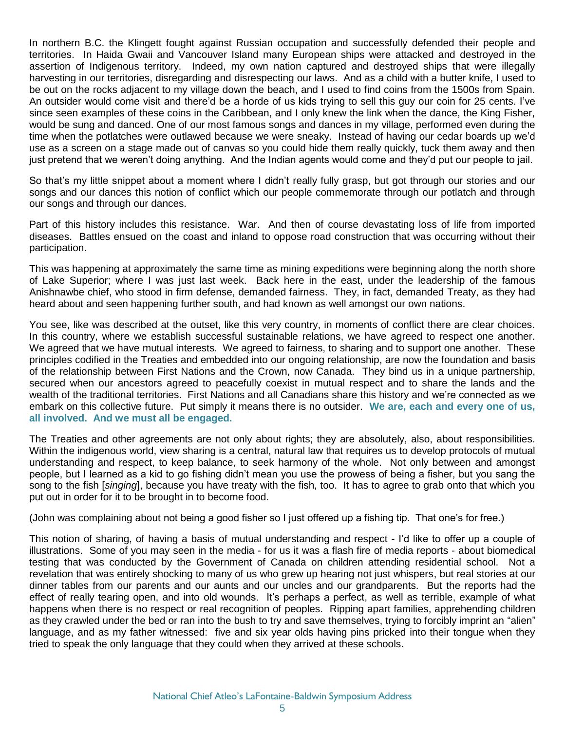In northern B.C. the Klingett fought against Russian occupation and successfully defended their people and territories. In Haida Gwaii and Vancouver Island many European ships were attacked and destroyed in the assertion of Indigenous territory. Indeed, my own nation captured and destroyed ships that were illegally harvesting in our territories, disregarding and disrespecting our laws. And as a child with a butter knife, I used to be out on the rocks adjacent to my village down the beach, and I used to find coins from the 1500s from Spain. An outsider would come visit and there'd be a horde of us kids trying to sell this guy our coin for 25 cents. I've since seen examples of these coins in the Caribbean, and I only knew the link when the dance, the King Fisher, would be sung and danced. One of our most famous songs and dances in my village, performed even during the time when the potlatches were outlawed because we were sneaky. Instead of having our cedar boards up we'd use as a screen on a stage made out of canvas so you could hide them really quickly, tuck them away and then just pretend that we weren't doing anything. And the Indian agents would come and they'd put our people to jail.

So that's my little snippet about a moment where I didn't really fully grasp, but got through our stories and our songs and our dances this notion of conflict which our people commemorate through our potlatch and through our songs and through our dances.

Part of this history includes this resistance. War. And then of course devastating loss of life from imported diseases. Battles ensued on the coast and inland to oppose road construction that was occurring without their participation.

This was happening at approximately the same time as mining expeditions were beginning along the north shore of Lake Superior; where I was just last week. Back here in the east, under the leadership of the famous Anishnawbe chief, who stood in firm defense, demanded fairness. They, in fact, demanded Treaty, as they had heard about and seen happening further south, and had known as well amongst our own nations.

You see, like was described at the outset, like this very country, in moments of conflict there are clear choices. In this country, where we establish successful sustainable relations, we have agreed to respect one another. We agreed that we have mutual interests. We agreed to fairness, to sharing and to support one another. These principles codified in the Treaties and embedded into our ongoing relationship, are now the foundation and basis of the relationship between First Nations and the Crown, now Canada. They bind us in a unique partnership, secured when our ancestors agreed to peacefully coexist in mutual respect and to share the lands and the wealth of the traditional territories. First Nations and all Canadians share this history and we're connected as we embark on this collective future. Put simply it means there is no outsider. **We are, each and every one of us, all involved. And we must all be engaged.**

The Treaties and other agreements are not only about rights; they are absolutely, also, about responsibilities. Within the indigenous world, view sharing is a central, natural law that requires us to develop protocols of mutual understanding and respect, to keep balance, to seek harmony of the whole. Not only between and amongst people, but I learned as a kid to go fishing didn't mean you use the prowess of being a fisher, but you sang the song to the fish [*singing*], because you have treaty with the fish, too. It has to agree to grab onto that which you put out in order for it to be brought in to become food.

(John was complaining about not being a good fisher so I just offered up a fishing tip. That one's for free.)

This notion of sharing, of having a basis of mutual understanding and respect - I'd like to offer up a couple of illustrations. Some of you may seen in the media - for us it was a flash fire of media reports - about biomedical testing that was conducted by the Government of Canada on children attending residential school. Not a revelation that was entirely shocking to many of us who grew up hearing not just whispers, but real stories at our dinner tables from our parents and our aunts and our uncles and our grandparents. But the reports had the effect of really tearing open, and into old wounds. It's perhaps a perfect, as well as terrible, example of what happens when there is no respect or real recognition of peoples. Ripping apart families, apprehending children as they crawled under the bed or ran into the bush to try and save themselves, trying to forcibly imprint an "alien" language, and as my father witnessed: five and six year olds having pins pricked into their tongue when they tried to speak the only language that they could when they arrived at these schools.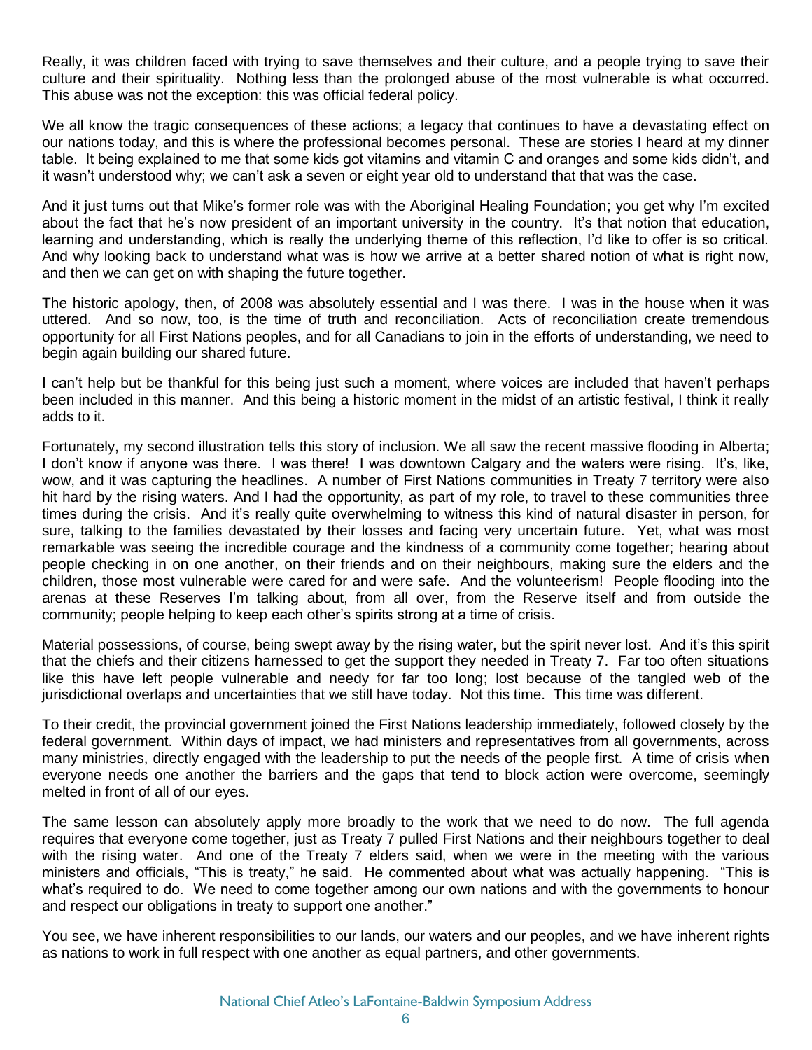Really, it was children faced with trying to save themselves and their culture, and a people trying to save their culture and their spirituality. Nothing less than the prolonged abuse of the most vulnerable is what occurred. This abuse was not the exception: this was official federal policy.

We all know the tragic consequences of these actions; a legacy that continues to have a devastating effect on our nations today, and this is where the professional becomes personal. These are stories I heard at my dinner table. It being explained to me that some kids got vitamins and vitamin C and oranges and some kids didn't, and it wasn't understood why; we can't ask a seven or eight year old to understand that that was the case.

And it just turns out that Mike's former role was with the Aboriginal Healing Foundation; you get why I'm excited about the fact that he's now president of an important university in the country. It's that notion that education, learning and understanding, which is really the underlying theme of this reflection, I'd like to offer is so critical. And why looking back to understand what was is how we arrive at a better shared notion of what is right now, and then we can get on with shaping the future together.

The historic apology, then, of 2008 was absolutely essential and I was there. I was in the house when it was uttered. And so now, too, is the time of truth and reconciliation. Acts of reconciliation create tremendous opportunity for all First Nations peoples, and for all Canadians to join in the efforts of understanding, we need to begin again building our shared future.

I can't help but be thankful for this being just such a moment, where voices are included that haven't perhaps been included in this manner. And this being a historic moment in the midst of an artistic festival, I think it really adds to it.

Fortunately, my second illustration tells this story of inclusion. We all saw the recent massive flooding in Alberta; I don't know if anyone was there. I was there! I was downtown Calgary and the waters were rising. It's, like, wow, and it was capturing the headlines. A number of First Nations communities in Treaty 7 territory were also hit hard by the rising waters. And I had the opportunity, as part of my role, to travel to these communities three times during the crisis. And it's really quite overwhelming to witness this kind of natural disaster in person, for sure, talking to the families devastated by their losses and facing very uncertain future. Yet, what was most remarkable was seeing the incredible courage and the kindness of a community come together; hearing about people checking in on one another, on their friends and on their neighbours, making sure the elders and the children, those most vulnerable were cared for and were safe. And the volunteerism! People flooding into the arenas at these Reserves I'm talking about, from all over, from the Reserve itself and from outside the community; people helping to keep each other's spirits strong at a time of crisis.

Material possessions, of course, being swept away by the rising water, but the spirit never lost. And it's this spirit that the chiefs and their citizens harnessed to get the support they needed in Treaty 7. Far too often situations like this have left people vulnerable and needy for far too long; lost because of the tangled web of the jurisdictional overlaps and uncertainties that we still have today. Not this time. This time was different.

To their credit, the provincial government joined the First Nations leadership immediately, followed closely by the federal government. Within days of impact, we had ministers and representatives from all governments, across many ministries, directly engaged with the leadership to put the needs of the people first. A time of crisis when everyone needs one another the barriers and the gaps that tend to block action were overcome, seemingly melted in front of all of our eyes.

The same lesson can absolutely apply more broadly to the work that we need to do now. The full agenda requires that everyone come together, just as Treaty 7 pulled First Nations and their neighbours together to deal with the rising water. And one of the Treaty 7 elders said, when we were in the meeting with the various ministers and officials, "This is treaty," he said. He commented about what was actually happening. "This is what's required to do. We need to come together among our own nations and with the governments to honour and respect our obligations in treaty to support one another."

You see, we have inherent responsibilities to our lands, our waters and our peoples, and we have inherent rights as nations to work in full respect with one another as equal partners, and other governments.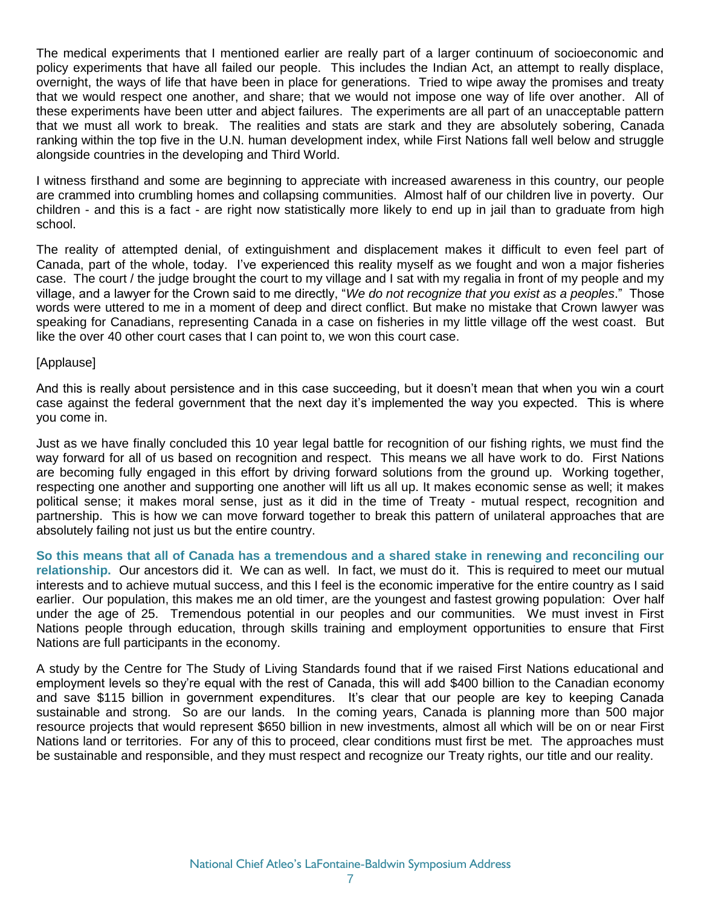The medical experiments that I mentioned earlier are really part of a larger continuum of socioeconomic and policy experiments that have all failed our people. This includes the Indian Act, an attempt to really displace, overnight, the ways of life that have been in place for generations. Tried to wipe away the promises and treaty that we would respect one another, and share; that we would not impose one way of life over another. All of these experiments have been utter and abject failures. The experiments are all part of an unacceptable pattern that we must all work to break. The realities and stats are stark and they are absolutely sobering, Canada ranking within the top five in the U.N. human development index, while First Nations fall well below and struggle alongside countries in the developing and Third World.

I witness firsthand and some are beginning to appreciate with increased awareness in this country, our people are crammed into crumbling homes and collapsing communities. Almost half of our children live in poverty. Our children - and this is a fact - are right now statistically more likely to end up in jail than to graduate from high school.

The reality of attempted denial, of extinguishment and displacement makes it difficult to even feel part of Canada, part of the whole, today. I've experienced this reality myself as we fought and won a major fisheries case. The court / the judge brought the court to my village and I sat with my regalia in front of my people and my village, and a lawyer for the Crown said to me directly, "*We do not recognize that you exist as a peoples*." Those words were uttered to me in a moment of deep and direct conflict. But make no mistake that Crown lawyer was speaking for Canadians, representing Canada in a case on fisheries in my little village off the west coast. But like the over 40 other court cases that I can point to, we won this court case.

[Applause]

And this is really about persistence and in this case succeeding, but it doesn't mean that when you win a court case against the federal government that the next day it's implemented the way you expected. This is where you come in.

Just as we have finally concluded this 10 year legal battle for recognition of our fishing rights, we must find the way forward for all of us based on recognition and respect. This means we all have work to do. First Nations are becoming fully engaged in this effort by driving forward solutions from the ground up. Working together, respecting one another and supporting one another will lift us all up. It makes economic sense as well; it makes political sense; it makes moral sense, just as it did in the time of Treaty - mutual respect, recognition and partnership. This is how we can move forward together to break this pattern of unilateral approaches that are absolutely failing not just us but the entire country.

**So this means that all of Canada has a tremendous and a shared stake in renewing and reconciling our relationship.** Our ancestors did it. We can as well. In fact, we must do it. This is required to meet our mutual interests and to achieve mutual success, and this I feel is the economic imperative for the entire country as I said earlier. Our population, this makes me an old timer, are the youngest and fastest growing population: Over half under the age of 25. Tremendous potential in our peoples and our communities. We must invest in First Nations people through education, through skills training and employment opportunities to ensure that First Nations are full participants in the economy.

A study by the Centre for The Study of Living Standards found that if we raised First Nations educational and employment levels so they're equal with the rest of Canada, this will add $400 billion to the Canadian economy and save $115 billion in government expenditures. It's clear that our people are key to keeping Canada sustainable and strong. So are our lands. In the coming years, Canada is planning more than 500 major resource projects that would represent $650 billion in new investments, almost all which will be on or near First Nations land or territories. For any of this to proceed, clear conditions must first be met. The approaches must be sustainable and responsible, and they must respect and recognize our Treaty rights, our title and our reality.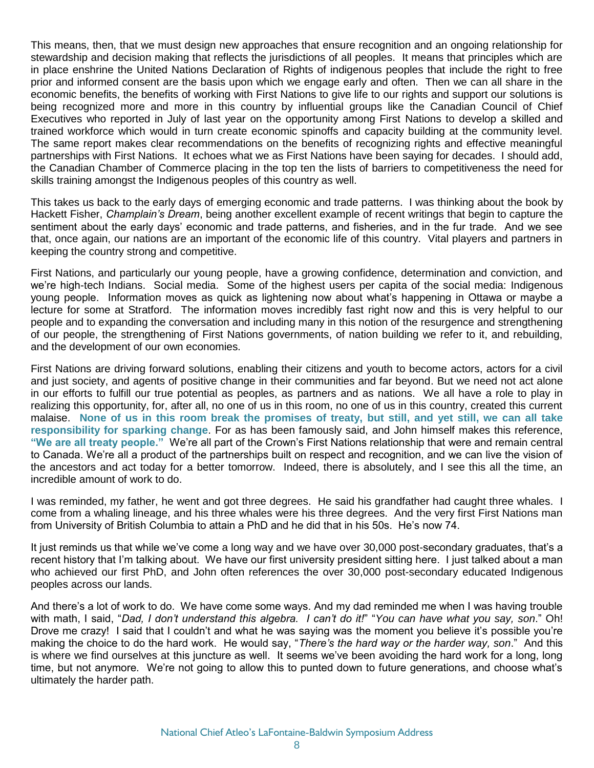This means, then, that we must design new approaches that ensure recognition and an ongoing relationship for stewardship and decision making that reflects the jurisdictions of all peoples. It means that principles which are in place enshrine the United Nations Declaration of Rights of indigenous peoples that include the right to free prior and informed consent are the basis upon which we engage early and often. Then we can all share in the economic benefits, the benefits of working with First Nations to give life to our rights and support our solutions is being recognized more and more in this country by influential groups like the Canadian Council of Chief Executives who reported in July of last year on the opportunity among First Nations to develop a skilled and trained workforce which would in turn create economic spinoffs and capacity building at the community level. The same report makes clear recommendations on the benefits of recognizing rights and effective meaningful partnerships with First Nations. It echoes what we as First Nations have been saying for decades. I should add, the Canadian Chamber of Commerce placing in the top ten the lists of barriers to competitiveness the need for skills training amongst the Indigenous peoples of this country as well.

This takes us back to the early days of emerging economic and trade patterns. I was thinking about the book by Hackett Fisher, *Champlain's Dream*, being another excellent example of recent writings that begin to capture the sentiment about the early days' economic and trade patterns, and fisheries, and in the fur trade. And we see that, once again, our nations are an important of the economic life of this country. Vital players and partners in keeping the country strong and competitive.

First Nations, and particularly our young people, have a growing confidence, determination and conviction, and we're high-tech Indians. Social media. Some of the highest users per capita of the social media: Indigenous young people. Information moves as quick as lightening now about what's happening in Ottawa or maybe a lecture for some at Stratford. The information moves incredibly fast right now and this is very helpful to our people and to expanding the conversation and including many in this notion of the resurgence and strengthening of our people, the strengthening of First Nations governments, of nation building we refer to it, and rebuilding, and the development of our own economies.

First Nations are driving forward solutions, enabling their citizens and youth to become actors, actors for a civil and just society, and agents of positive change in their communities and far beyond. But we need not act alone in our efforts to fulfill our true potential as peoples, as partners and as nations. We all have a role to play in realizing this opportunity, for, after all, no one of us in this room, no one of us in this country, created this current malaise. **None of us in this room break the promises of treaty, but still, and yet still, we can all take responsibility for sparking change**. For as has been famously said, and John himself makes this reference, **"We are all treaty people."** We're all part of the Crown's First Nations relationship that were and remain central to Canada. We're all a product of the partnerships built on respect and recognition, and we can live the vision of the ancestors and act today for a better tomorrow. Indeed, there is absolutely, and I see this all the time, an incredible amount of work to do.

I was reminded, my father, he went and got three degrees. He said his grandfather had caught three whales. I come from a whaling lineage, and his three whales were his three degrees. And the very first First Nations man from University of British Columbia to attain a PhD and he did that in his 50s. He's now 74.

It just reminds us that while we've come a long way and we have over 30,000 post-secondary graduates, that's a recent history that I'm talking about. We have our first university president sitting here. I just talked about a man who achieved our first PhD, and John often references the over 30,000 post-secondary educated Indigenous peoples across our lands.

And there's a lot of work to do. We have come some ways. And my dad reminded me when I was having trouble with math, I said, "*Dad, I don't understand this algebra. I can't do it!*" "*You can have what you say, son*." Oh! Drove me crazy! I said that I couldn't and what he was saying was the moment you believe it's possible you're making the choice to do the hard work. He would say, "*There's the hard way or the harder way, son*." And this is where we find ourselves at this juncture as well. It seems we've been avoiding the hard work for a long, long time, but not anymore. We're not going to allow this to punted down to future generations, and choose what's ultimately the harder path.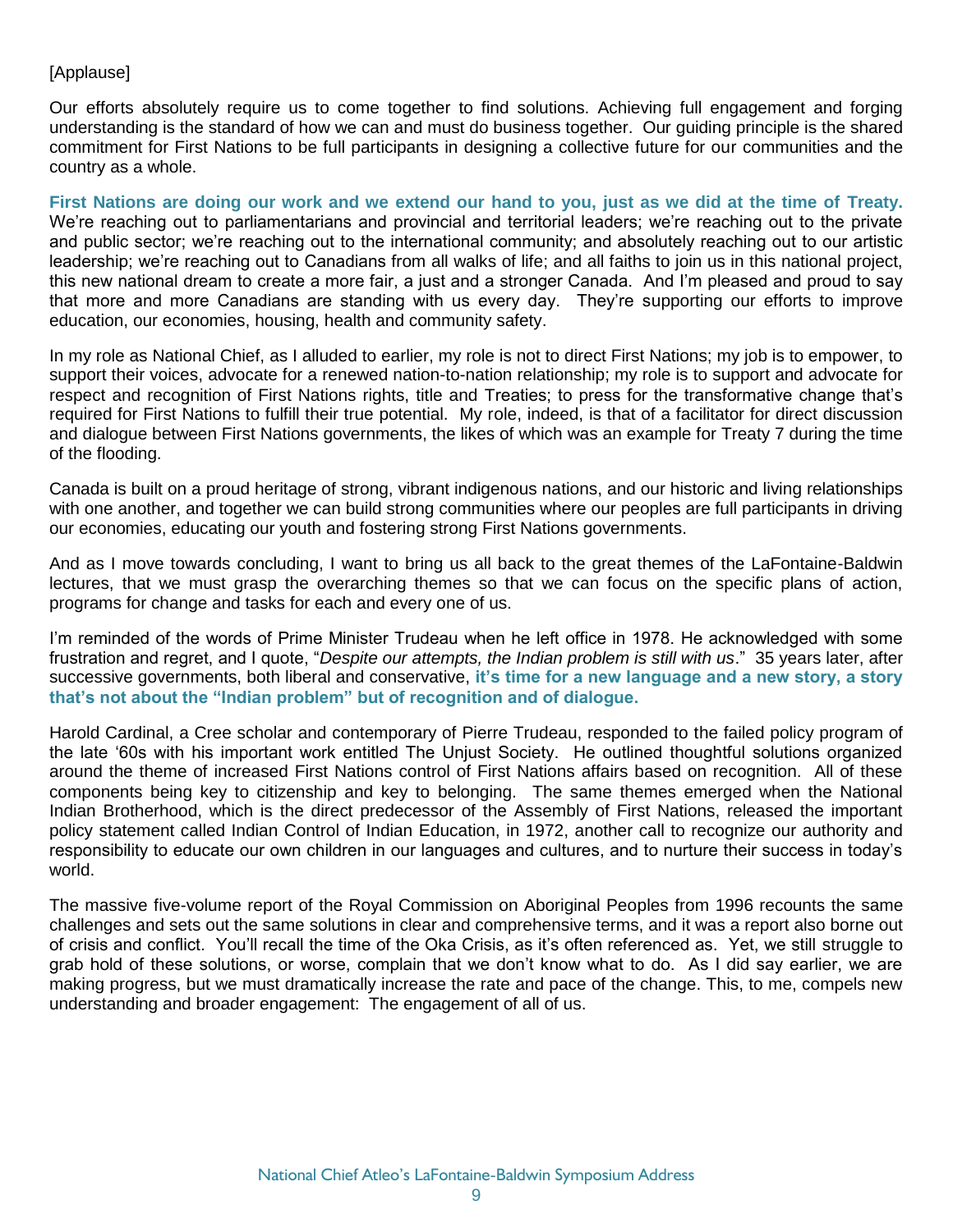[Applause]

Our efforts absolutely require us to come together to find solutions. Achieving full engagement and forging understanding is the standard of how we can and must do business together. Our guiding principle is the shared commitment for First Nations to be full participants in designing a collective future for our communities and the country as a whole.

**First Nations are doing our work and we extend our hand to you, just as we did at the time of Treaty.** We're reaching out to parliamentarians and provincial and territorial leaders; we're reaching out to the private and public sector; we're reaching out to the international community; and absolutely reaching out to our artistic leadership; we're reaching out to Canadians from all walks of life; and all faiths to join us in this national project, this new national dream to create a more fair, a just and a stronger Canada. And I'm pleased and proud to say that more and more Canadians are standing with us every day. They're supporting our efforts to improve education, our economies, housing, health and community safety.

In my role as National Chief, as I alluded to earlier, my role is not to direct First Nations; my job is to empower, to support their voices, advocate for a renewed nation-to-nation relationship; my role is to support and advocate for respect and recognition of First Nations rights, title and Treaties; to press for the transformative change that's required for First Nations to fulfill their true potential. My role, indeed, is that of a facilitator for direct discussion and dialogue between First Nations governments, the likes of which was an example for Treaty 7 during the time of the flooding.

Canada is built on a proud heritage of strong, vibrant indigenous nations, and our historic and living relationships with one another, and together we can build strong communities where our peoples are full participants in driving our economies, educating our youth and fostering strong First Nations governments.

And as I move towards concluding, I want to bring us all back to the great themes of the LaFontaine-Baldwin lectures, that we must grasp the overarching themes so that we can focus on the specific plans of action, programs for change and tasks for each and every one of us.

I'm reminded of the words of Prime Minister Trudeau when he left office in 1978. He acknowledged with some frustration and regret, and I quote, "*Despite our attempts, the Indian problem is still with us*." 35 years later, after successive governments, both liberal and conservative, **it's time for a new language and a new story, a story that's not about the "Indian problem" but of recognition and of dialogue.**

Harold Cardinal, a Cree scholar and contemporary of Pierre Trudeau, responded to the failed policy program of the late '60s with his important work entitled The Unjust Society. He outlined thoughtful solutions organized around the theme of increased First Nations control of First Nations affairs based on recognition. All of these components being key to citizenship and key to belonging. The same themes emerged when the National Indian Brotherhood, which is the direct predecessor of the Assembly of First Nations, released the important policy statement called Indian Control of Indian Education, in 1972, another call to recognize our authority and responsibility to educate our own children in our languages and cultures, and to nurture their success in today's world.

The massive five-volume report of the Royal Commission on Aboriginal Peoples from 1996 recounts the same challenges and sets out the same solutions in clear and comprehensive terms, and it was a report also borne out of crisis and conflict. You'll recall the time of the Oka Crisis, as it's often referenced as. Yet, we still struggle to grab hold of these solutions, or worse, complain that we don't know what to do. As I did say earlier, we are making progress, but we must dramatically increase the rate and pace of the change. This, to me, compels new understanding and broader engagement: The engagement of all of us.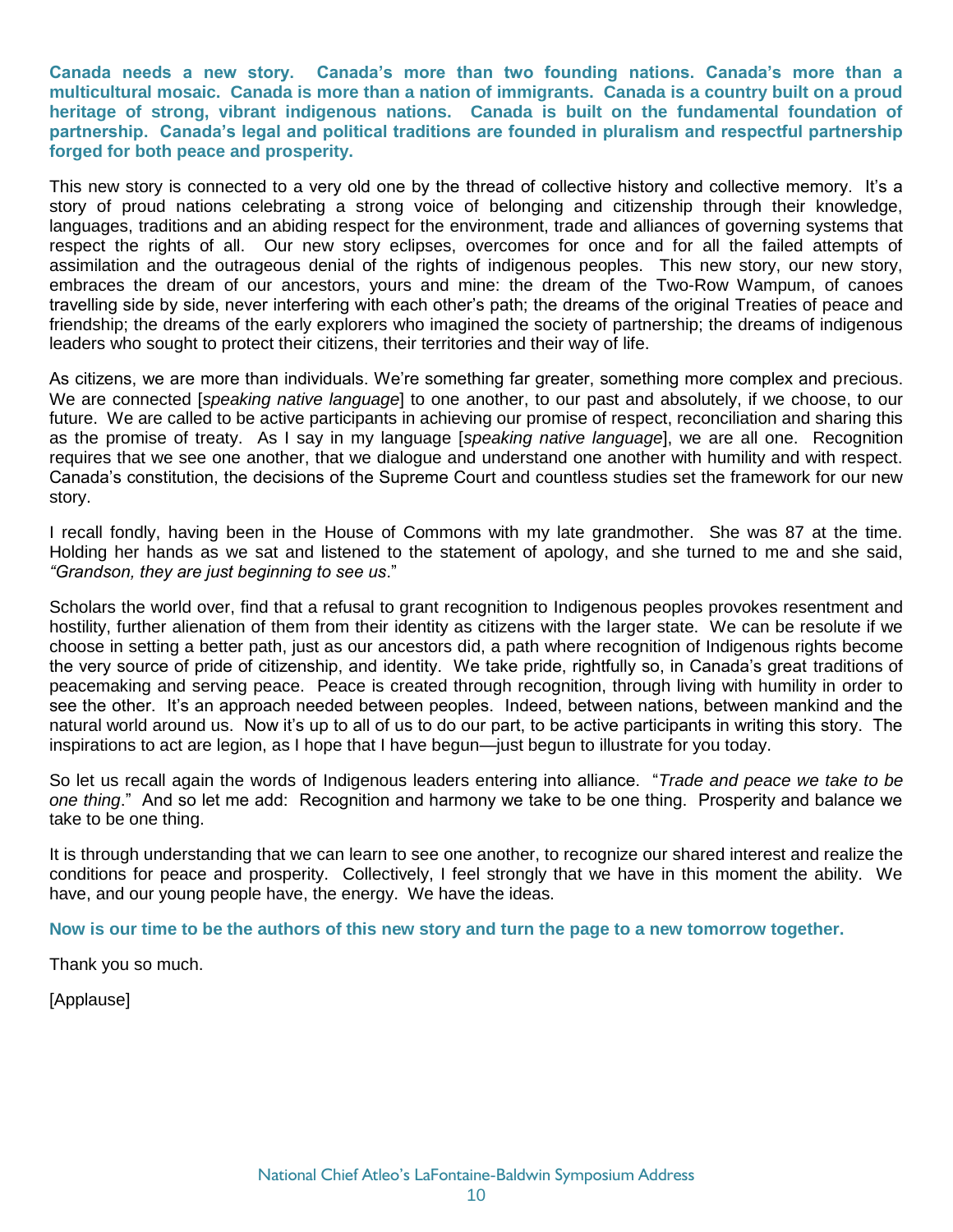**Canada needs a new story. Canada's more than two founding nations. Canada's more than a multicultural mosaic. Canada is more than a nation of immigrants. Canada is a country built on a proud heritage of strong, vibrant indigenous nations. Canada is built on the fundamental foundation of partnership. Canada's legal and political traditions are founded in pluralism and respectful partnership forged for both peace and prosperity.**

This new story is connected to a very old one by the thread of collective history and collective memory. It's a story of proud nations celebrating a strong voice of belonging and citizenship through their knowledge, languages, traditions and an abiding respect for the environment, trade and alliances of governing systems that respect the rights of all. Our new story eclipses, overcomes for once and for all the failed attempts of assimilation and the outrageous denial of the rights of indigenous peoples. This new story, our new story, embraces the dream of our ancestors, yours and mine: the dream of the Two-Row Wampum, of canoes travelling side by side, never interfering with each other's path; the dreams of the original Treaties of peace and friendship; the dreams of the early explorers who imagined the society of partnership; the dreams of indigenous leaders who sought to protect their citizens, their territories and their way of life.

As citizens, we are more than individuals. We're something far greater, something more complex and precious. We are connected [*speaking native language*] to one another, to our past and absolutely, if we choose, to our future. We are called to be active participants in achieving our promise of respect, reconciliation and sharing this as the promise of treaty. As I say in my language [*speaking native language*], we are all one. Recognition requires that we see one another, that we dialogue and understand one another with humility and with respect. Canada's constitution, the decisions of the Supreme Court and countless studies set the framework for our new story.

I recall fondly, having been in the House of Commons with my late grandmother. She was 87 at the time. Holding her hands as we sat and listened to the statement of apology, and she turned to me and she said, *"Grandson, they are just beginning to see us*."

Scholars the world over, find that a refusal to grant recognition to Indigenous peoples provokes resentment and hostility, further alienation of them from their identity as citizens with the larger state. We can be resolute if we choose in setting a better path, just as our ancestors did, a path where recognition of Indigenous rights become the very source of pride of citizenship, and identity. We take pride, rightfully so, in Canada's great traditions of peacemaking and serving peace. Peace is created through recognition, through living with humility in order to see the other. It's an approach needed between peoples. Indeed, between nations, between mankind and the natural world around us. Now it's up to all of us to do our part, to be active participants in writing this story. The inspirations to act are legion, as I hope that I have begun—just begun to illustrate for you today.

So let us recall again the words of Indigenous leaders entering into alliance. "*Trade and peace we take to be one thing*." And so let me add: Recognition and harmony we take to be one thing. Prosperity and balance we take to be one thing.

It is through understanding that we can learn to see one another, to recognize our shared interest and realize the conditions for peace and prosperity. Collectively, I feel strongly that we have in this moment the ability. We have, and our young people have, the energy. We have the ideas.

**Now is our time to be the authors of this new story and turn the page to a new tomorrow together.**

Thank you so much.

[Applause]